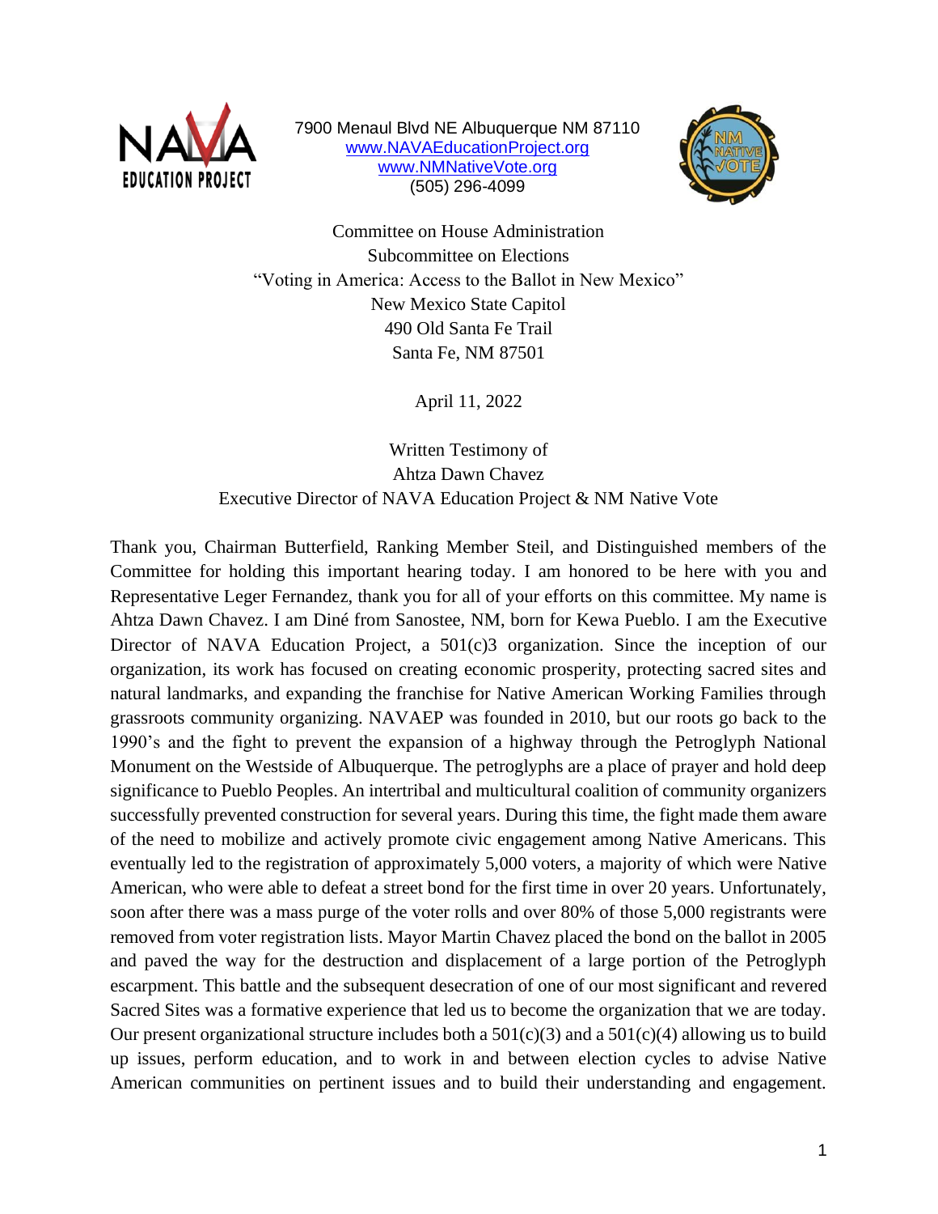NAVA EDUCATION PROJECT

7900 Menaul Blvd NE Albuquerque NM 87110
www.NAVAEducationProject.org
www.NMNativeVote.org
(505) 296-4099

NM NATIVE VOTE

Committee on House Administration
Subcommittee on Elections
"Voting in America: Access to the Ballot in New Mexico"
New Mexico State Capitol
490 Old Santa Fe Trail
Santa Fe, NM 87501

April 11, 2022

Written Testimony of
Ahtza Dawn Chavez
Executive Director of NAVA Education Project & NM Native Vote

Thank you, Chairman Butterfield, Ranking Member Steil, and Distinguished members of the Committee for holding this important hearing today. I am honored to be here with you and Representative Leger Fernandez, thank you for all of your efforts on this committee. My name is Ahtza Dawn Chavez. I am Diné from Sanostee, NM, born for Kewa Pueblo. I am the Executive Director of NAVA Education Project, a 501(c)3 organization. Since the inception of our organization, its work has focused on creating economic prosperity, protecting sacred sites and natural landmarks, and expanding the franchise for Native American Working Families through grassroots community organizing. NAVAEP was founded in 2010, but our roots go back to the 1990's and the fight to prevent the expansion of a highway through the Petroglyph National Monument on the Westside of Albuquerque. The petroglyphs are a place of prayer and hold deep significance to Pueblo Peoples. An intertribal and multicultural coalition of community organizers successfully prevented construction for several years. During this time, the fight made them aware of the need to mobilize and actively promote civic engagement among Native Americans. This eventually led to the registration of approximately 5,000 voters, a majority of which were Native American, who were able to defeat a street bond for the first time in over 20 years. Unfortunately, soon after there was a mass purge of the voter rolls and over 80% of those 5,000 registrants were removed from voter registration lists. Mayor Martin Chavez placed the bond on the ballot in 2005 and paved the way for the destruction and displacement of a large portion of the Petroglyph escarpment. This battle and the subsequent desecration of one of our most significant and revered Sacred Sites was a formative experience that led us to become the organization that we are today. Our present organizational structure includes both a 501(c)(3) and a 501(c)(4) allowing us to build up issues, perform education, and to work in and between election cycles to advise Native American communities on pertinent issues and to build their understanding and engagement.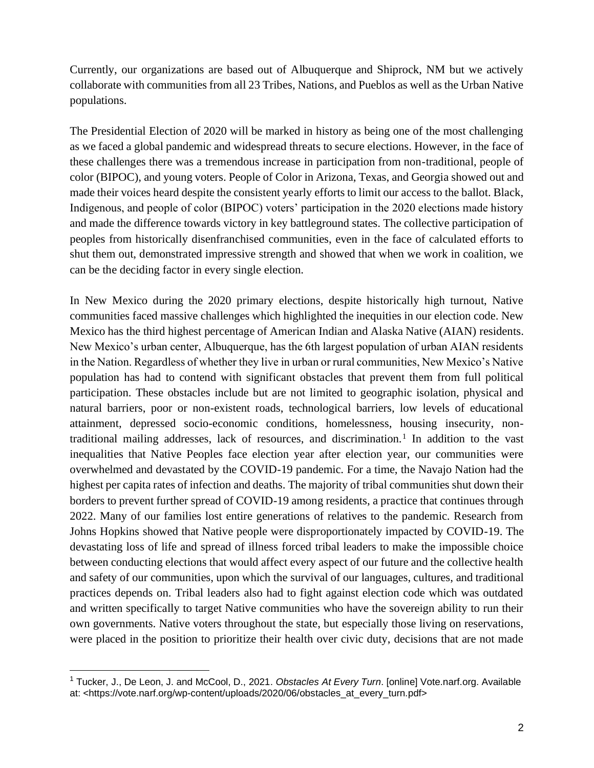Currently, our organizations are based out of Albuquerque and Shiprock, NM but we actively collaborate with communities from all 23 Tribes, Nations, and Pueblos as well as the Urban Native populations.

The Presidential Election of 2020 will be marked in history as being one of the most challenging as we faced a global pandemic and widespread threats to secure elections. However, in the face of these challenges there was a tremendous increase in participation from non-traditional, people of color (BIPOC), and young voters. People of Color in Arizona, Texas, and Georgia showed out and made their voices heard despite the consistent yearly efforts to limit our access to the ballot. Black, Indigenous, and people of color (BIPOC) voters' participation in the 2020 elections made history and made the difference towards victory in key battleground states. The collective participation of peoples from historically disenfranchised communities, even in the face of calculated efforts to shut them out, demonstrated impressive strength and showed that when we work in coalition, we can be the deciding factor in every single election.

In New Mexico during the 2020 primary elections, despite historically high turnout, Native communities faced massive challenges which highlighted the inequities in our election code. New Mexico has the third highest percentage of American Indian and Alaska Native (AIAN) residents. New Mexico's urban center, Albuquerque, has the 6th largest population of urban AIAN residents in the Nation. Regardless of whether they live in urban or rural communities, New Mexico's Native population has had to contend with significant obstacles that prevent them from full political participation. These obstacles include but are not limited to geographic isolation, physical and natural barriers, poor or non-existent roads, technological barriers, low levels of educational attainment, depressed socio-economic conditions, homelessness, housing insecurity, non-traditional mailing addresses, lack of resources, and discrimination.[1] In addition to the vast inequalities that Native Peoples face election year after election year, our communities were overwhelmed and devastated by the COVID-19 pandemic. For a time, the Navajo Nation had the highest per capita rates of infection and deaths. The majority of tribal communities shut down their borders to prevent further spread of COVID-19 among residents, a practice that continues through 2022. Many of our families lost entire generations of relatives to the pandemic. Research from Johns Hopkins showed that Native people were disproportionately impacted by COVID-19. The devastating loss of life and spread of illness forced tribal leaders to make the impossible choice between conducting elections that would affect every aspect of our future and the collective health and safety of our communities, upon which the survival of our languages, cultures, and traditional practices depends on. Tribal leaders also had to fight against election code which was outdated and written specifically to target Native communities who have the sovereign ability to run their own governments. Native voters throughout the state, but especially those living on reservations, were placed in the position to prioritize their health over civic duty, decisions that are not made

---

[1] Tucker, J., De Leon, J. and McCool, D., 2021. *Obstacles At Every Turn*. [online] Vote.narf.org. Available at: <https://vote.narf.org/wp-content/uploads/2020/06/obstacles_at_every_turn.pdf>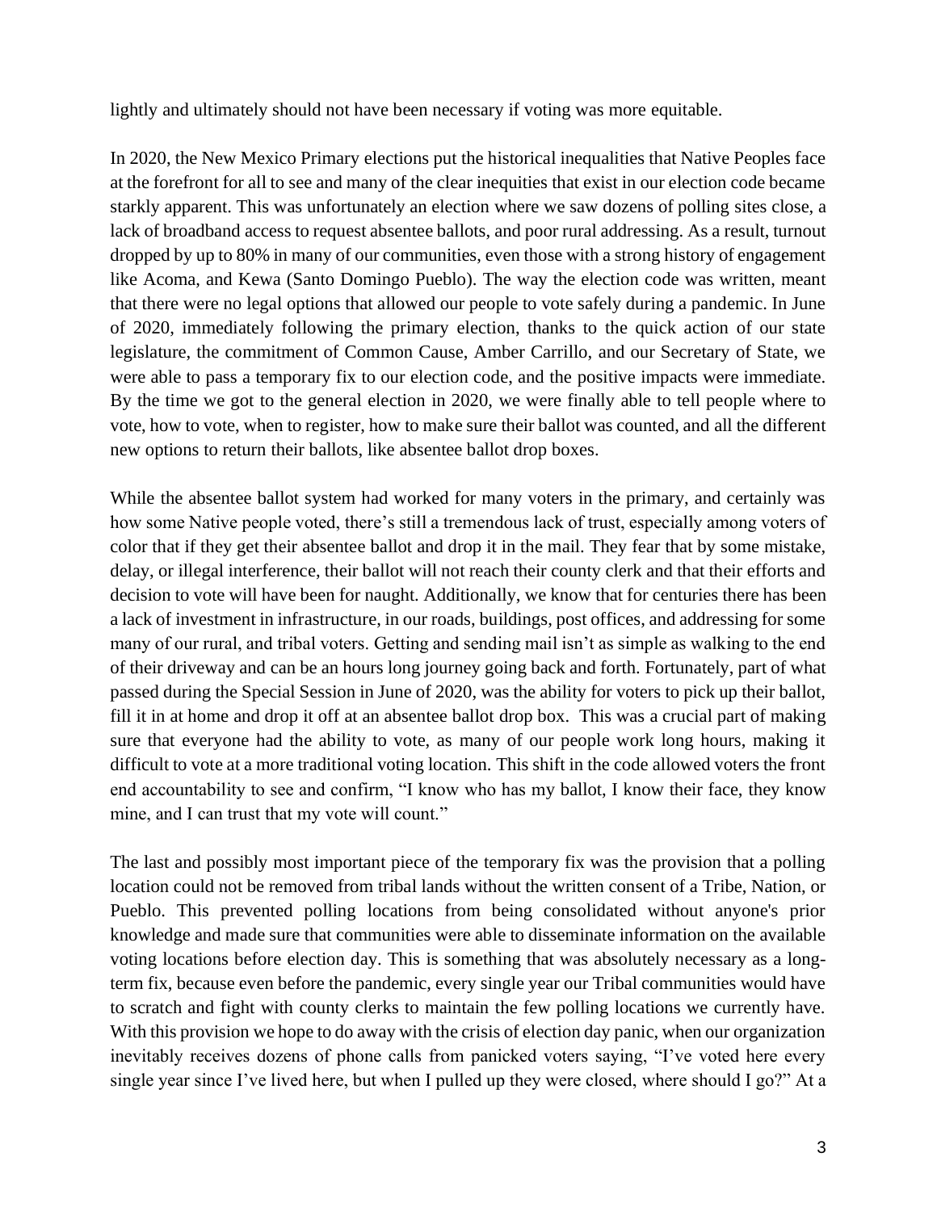lightly and ultimately should not have been necessary if voting was more equitable.

In 2020, the New Mexico Primary elections put the historical inequalities that Native Peoples face at the forefront for all to see and many of the clear inequities that exist in our election code became starkly apparent. This was unfortunately an election where we saw dozens of polling sites close, a lack of broadband access to request absentee ballots, and poor rural addressing. As a result, turnout dropped by up to 80% in many of our communities, even those with a strong history of engagement like Acoma, and Kewa (Santo Domingo Pueblo). The way the election code was written, meant that there were no legal options that allowed our people to vote safely during a pandemic. In June of 2020, immediately following the primary election, thanks to the quick action of our state legislature, the commitment of Common Cause, Amber Carrillo, and our Secretary of State, we were able to pass a temporary fix to our election code, and the positive impacts were immediate. By the time we got to the general election in 2020, we were finally able to tell people where to vote, how to vote, when to register, how to make sure their ballot was counted, and all the different new options to return their ballots, like absentee ballot drop boxes.

While the absentee ballot system had worked for many voters in the primary, and certainly was how some Native people voted, there's still a tremendous lack of trust, especially among voters of color that if they get their absentee ballot and drop it in the mail. They fear that by some mistake, delay, or illegal interference, their ballot will not reach their county clerk and that their efforts and decision to vote will have been for naught. Additionally, we know that for centuries there has been a lack of investment in infrastructure, in our roads, buildings, post offices, and addressing for some many of our rural, and tribal voters. Getting and sending mail isn't as simple as walking to the end of their driveway and can be an hours long journey going back and forth. Fortunately, part of what passed during the Special Session in June of 2020, was the ability for voters to pick up their ballot, fill it in at home and drop it off at an absentee ballot drop box. This was a crucial part of making sure that everyone had the ability to vote, as many of our people work long hours, making it difficult to vote at a more traditional voting location. This shift in the code allowed voters the front end accountability to see and confirm, "I know who has my ballot, I know their face, they know mine, and I can trust that my vote will count."

The last and possibly most important piece of the temporary fix was the provision that a polling location could not be removed from tribal lands without the written consent of a Tribe, Nation, or Pueblo. This prevented polling locations from being consolidated without anyone's prior knowledge and made sure that communities were able to disseminate information on the available voting locations before election day. This is something that was absolutely necessary as a long-term fix, because even before the pandemic, every single year our Tribal communities would have to scratch and fight with county clerks to maintain the few polling locations we currently have. With this provision we hope to do away with the crisis of election day panic, when our organization inevitably receives dozens of phone calls from panicked voters saying, "I've voted here every single year since I've lived here, but when I pulled up they were closed, where should I go?" At a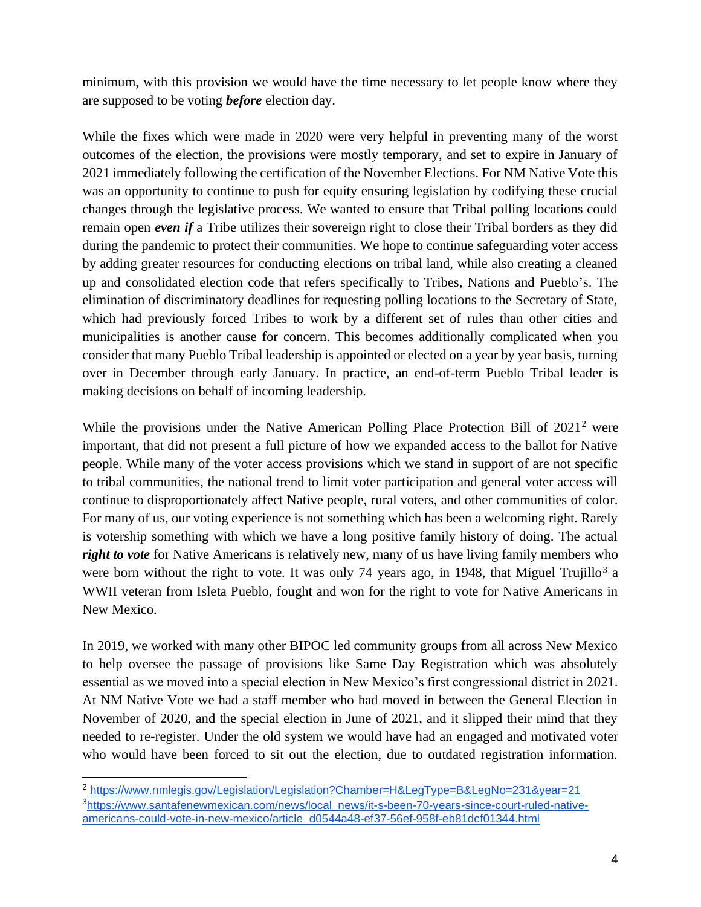minimum, with this provision we would have the time necessary to let people know where they are supposed to be voting ***before*** election day.

While the fixes which were made in 2020 were very helpful in preventing many of the worst outcomes of the election, the provisions were mostly temporary, and set to expire in January of 2021 immediately following the certification of the November Elections. For NM Native Vote this was an opportunity to continue to push for equity ensuring legislation by codifying these crucial changes through the legislative process. We wanted to ensure that Tribal polling locations could remain open ***even if*** a Tribe utilizes their sovereign right to close their Tribal borders as they did during the pandemic to protect their communities. We hope to continue safeguarding voter access by adding greater resources for conducting elections on tribal land, while also creating a cleaned up and consolidated election code that refers specifically to Tribes, Nations and Pueblo's. The elimination of discriminatory deadlines for requesting polling locations to the Secretary of State, which had previously forced Tribes to work by a different set of rules than other cities and municipalities is another cause for concern. This becomes additionally complicated when you consider that many Pueblo Tribal leadership is appointed or elected on a year by year basis, turning over in December through early January. In practice, an end-of-term Pueblo Tribal leader is making decisions on behalf of incoming leadership.

While the provisions under the Native American Polling Place Protection Bill of 2021[2] were important, that did not present a full picture of how we expanded access to the ballot for Native people. While many of the voter access provisions which we stand in support of are not specific to tribal communities, the national trend to limit voter participation and general voter access will continue to disproportionately affect Native people, rural voters, and other communities of color. For many of us, our voting experience is not something which has been a welcoming right. Rarely is votership something with which we have a long positive family history of doing. The actual ***right to vote*** for Native Americans is relatively new, many of us have living family members who were born without the right to vote. It was only 74 years ago, in 1948, that Miguel Trujillo[3] a WWII veteran from Isleta Pueblo, fought and won for the right to vote for Native Americans in New Mexico.

In 2019, we worked with many other BIPOC led community groups from all across New Mexico to help oversee the passage of provisions like Same Day Registration which was absolutely essential as we moved into a special election in New Mexico's first congressional district in 2021. At NM Native Vote we had a staff member who had moved in between the General Election in November of 2020, and the special election in June of 2021, and it slipped their mind that they needed to re-register. Under the old system we would have had an engaged and motivated voter who would have been forced to sit out the election, due to outdated registration information.

---

[2] https://www.nmlegis.gov/Legislation/Legislation?Chamber=H&LegType=B&LegNo=231&year=21

[3] https://www.santafenewmexican.com/news/local_news/it-s-been-70-years-since-court-ruled-native-americans-could-vote-in-new-mexico/article_d0544a48-ef37-56ef-958f-eb81dcf01344.html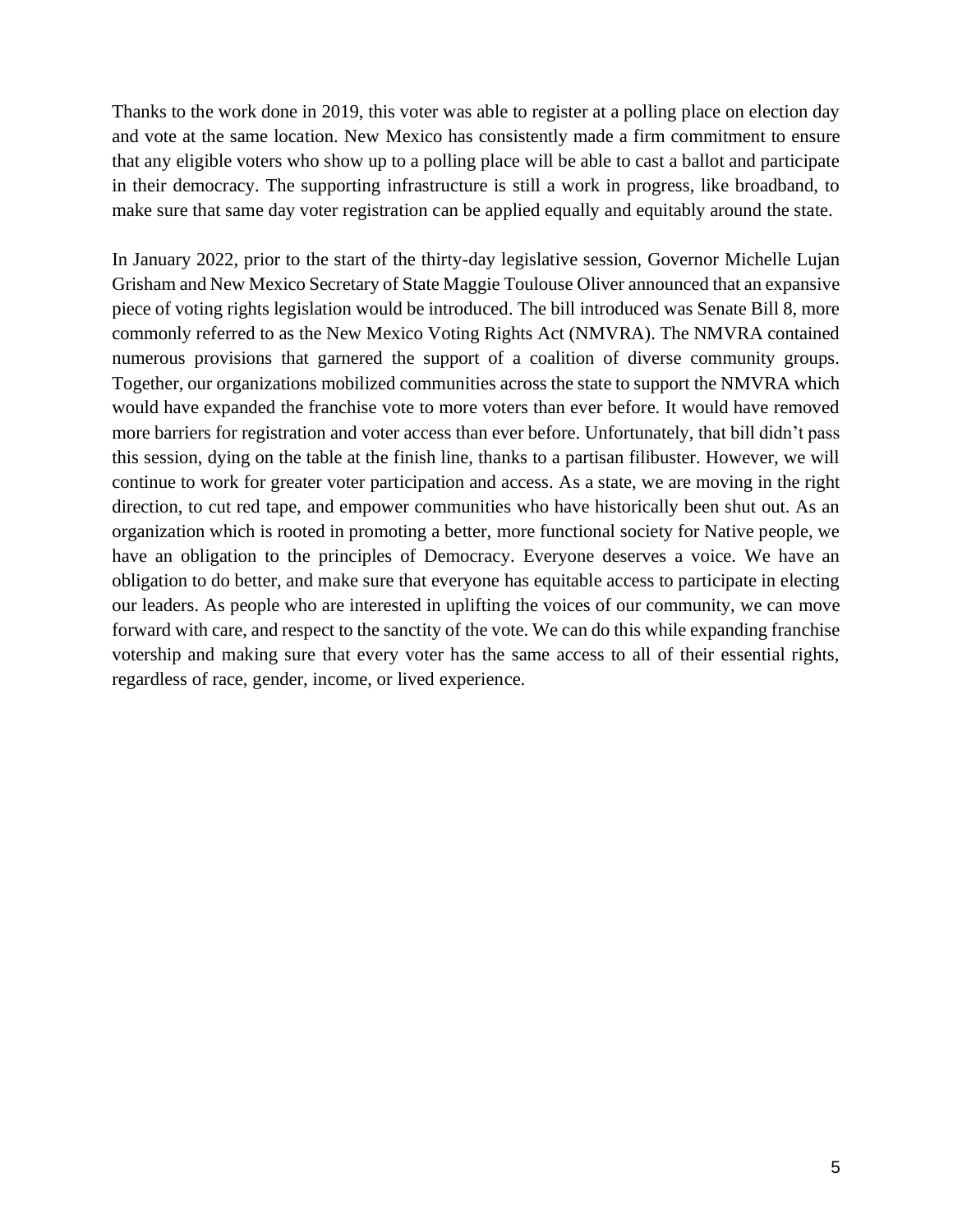Thanks to the work done in 2019, this voter was able to register at a polling place on election day and vote at the same location. New Mexico has consistently made a firm commitment to ensure that any eligible voters who show up to a polling place will be able to cast a ballot and participate in their democracy. The supporting infrastructure is still a work in progress, like broadband, to make sure that same day voter registration can be applied equally and equitably around the state.

In January 2022, prior to the start of the thirty-day legislative session, Governor Michelle Lujan Grisham and New Mexico Secretary of State Maggie Toulouse Oliver announced that an expansive piece of voting rights legislation would be introduced. The bill introduced was Senate Bill 8, more commonly referred to as the New Mexico Voting Rights Act (NMVRA). The NMVRA contained numerous provisions that garnered the support of a coalition of diverse community groups. Together, our organizations mobilized communities across the state to support the NMVRA which would have expanded the franchise vote to more voters than ever before. It would have removed more barriers for registration and voter access than ever before. Unfortunately, that bill didn't pass this session, dying on the table at the finish line, thanks to a partisan filibuster. However, we will continue to work for greater voter participation and access. As a state, we are moving in the right direction, to cut red tape, and empower communities who have historically been shut out. As an organization which is rooted in promoting a better, more functional society for Native people, we have an obligation to the principles of Democracy. Everyone deserves a voice. We have an obligation to do better, and make sure that everyone has equitable access to participate in electing our leaders. As people who are interested in uplifting the voices of our community, we can move forward with care, and respect to the sanctity of the vote. We can do this while expanding franchise votership and making sure that every voter has the same access to all of their essential rights, regardless of race, gender, income, or lived experience.